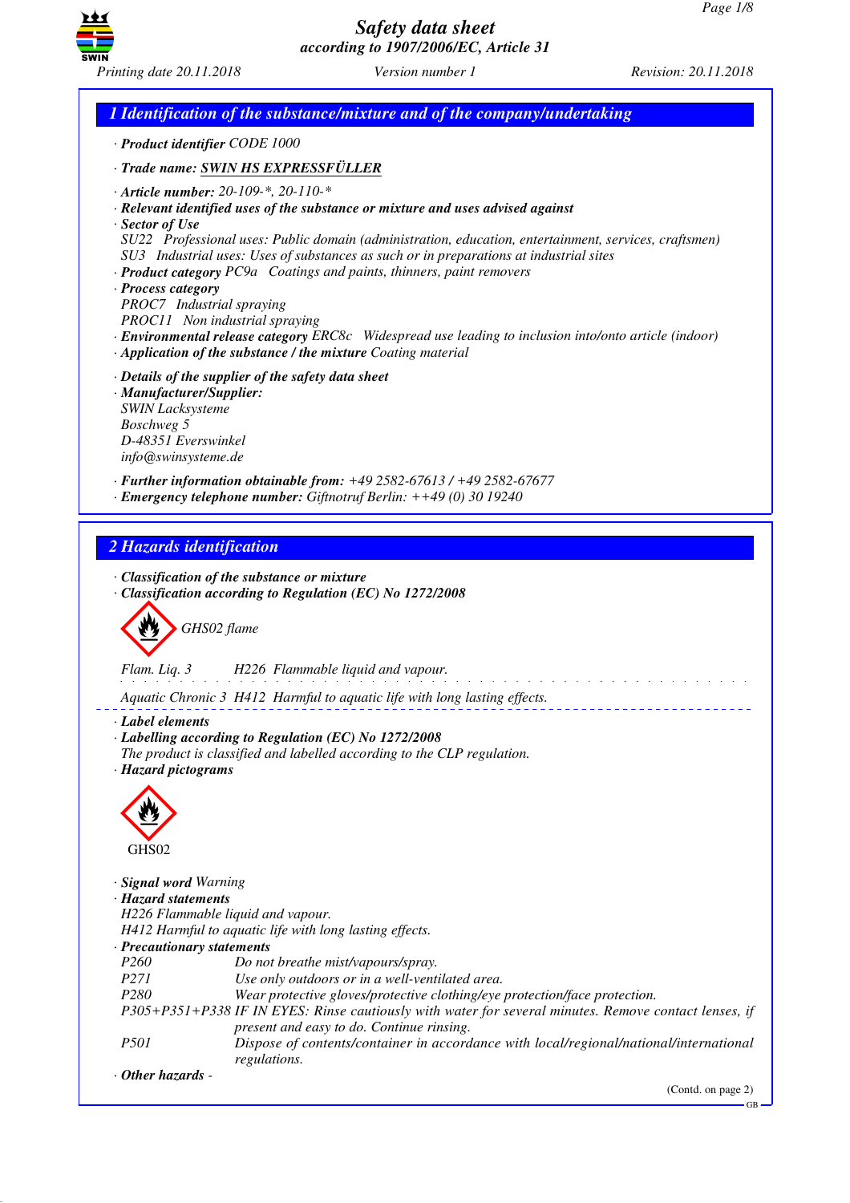# Safety data sheet
*according to 1907/2006/EC, Article 31*

*Printing date 20.11.2018* *Version number 1* *Revision: 20.11.2018*

## 1 Identification of the substance/mixture and of the company/undertaking

· **Product identifier** CODE 1000

· **Trade name:** SWIN HS EXPRESSFÜLLER

· **Article number:** 20-109-*, 20-110-*
· **Relevant identified uses of the substance or mixture and uses advised against**
· **Sector of Use**
SU22 Professional uses: Public domain (administration, education, entertainment, services, craftsmen)
SU3 Industrial uses: Uses of substances as such or in preparations at industrial sites
· **Product category** PC9a Coatings and paints, thinners, paint removers
· **Process category**
PROC7 Industrial spraying
PROC11 Non industrial spraying
· **Environmental release category** ERC8c Widespread use leading to inclusion into/onto article (indoor)
· **Application of the substance / the mixture** Coating material

· **Details of the supplier of the safety data sheet**
· **Manufacturer/Supplier:**
SWIN Lacksysteme
Boschweg 5
D-48351 Everswinkel
info@swinsysteme.de

· **Further information obtainable from:** +49 2582-67613 / +49 2582-67677
· **Emergency telephone number:** Giftnotruf Berlin: ++49 (0) 30 19240

## 2 Hazards identification

· **Classification of the substance or mixture**
· **Classification according to Regulation (EC) No 1272/2008**

GHS02 flame

Flam. Liq. 3 H226 Flammable liquid and vapour.

Aquatic Chronic 3 H412 Harmful to aquatic life with long lasting effects.

· **Label elements**
· **Labelling according to Regulation (EC) No 1272/2008**
The product is classified and labelled according to the CLP regulation.
· **Hazard pictograms**

GHS02

· **Signal word** Warning
· **Hazard statements**
H226 Flammable liquid and vapour.
H412 Harmful to aquatic life with long lasting effects.
· **Precautionary statements**

| | |
|---|---|
| P260 | Do not breathe mist/vapours/spray. |
| P271 | Use only outdoors or in a well-ventilated area. |
| P280 | Wear protective gloves/protective clothing/eye protection/face protection. |
| P305+P351+P338 | IF IN EYES: Rinse cautiously with water for several minutes. Remove contact lenses, if present and easy to do. Continue rinsing. |
| P501 | Dispose of contents/container in accordance with local/regional/national/international regulations. |

· **Other hazards** -

(Contd. on page 2)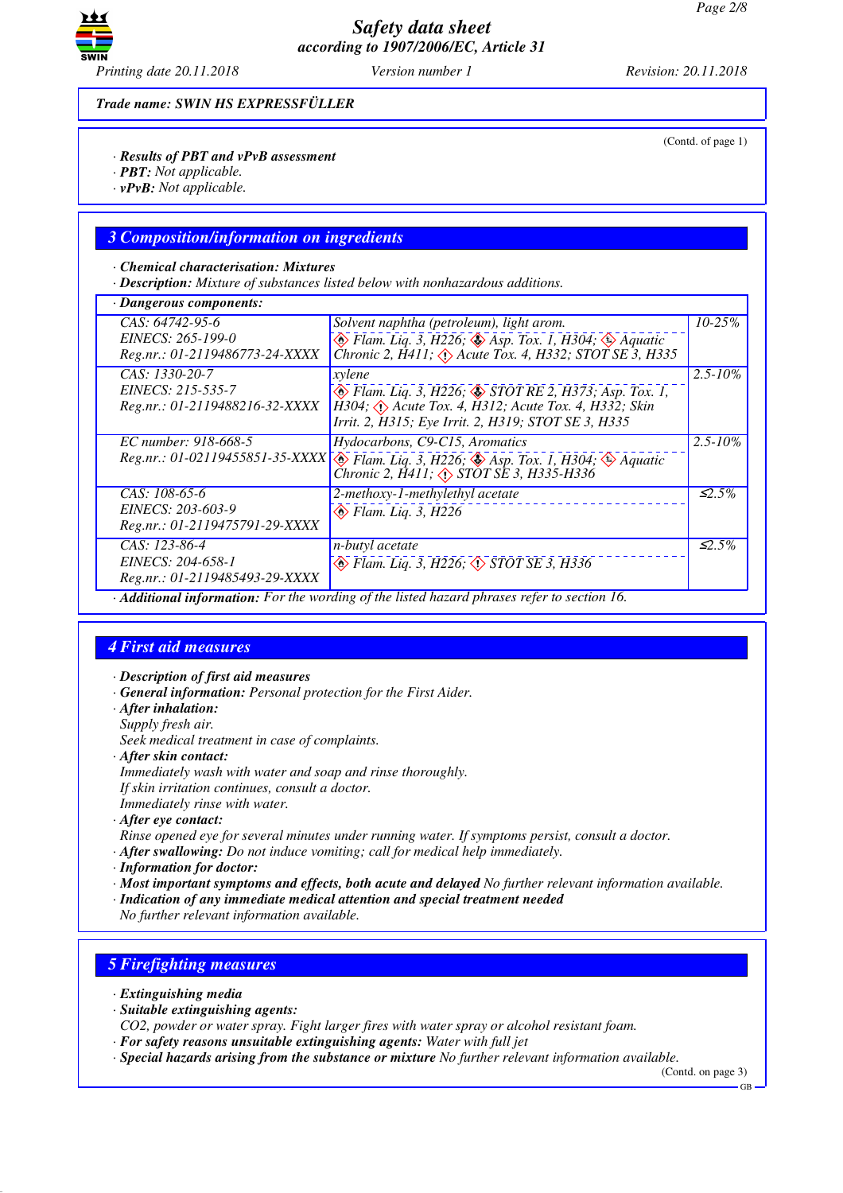Trade name: SWIN HS EXPRESSFÜLLER

(Contd. of page 1)

· **Results of PBT and vPvB assessment**
· **PBT:** Not applicable.
· **vPvB:** Not applicable.

## 3 Composition/information on ingredients

· **Chemical characterisation: Mixtures**
· **Description:** Mixture of substances listed below with nonhazardous additions.

· **Dangerous components:**

| Identifiers | Name / Classification | Content |
|---|---|---|
| CAS: 64742-95-6<br>EINECS: 265-199-0<br>Reg.nr.: 01-2119486773-24-XXXX | Solvent naphtha (petroleum), light arom.<br>Flam. Liq. 3, H226; Asp. Tox. 1, H304; Aquatic Chronic 2, H411; Acute Tox. 4, H332; STOT SE 3, H335 | 10-25% |
| CAS: 1330-20-7<br>EINECS: 215-535-7<br>Reg.nr.: 01-2119488216-32-XXXX | xylene<br>Flam. Liq. 3, H226; STOT RE 2, H373; Asp. Tox. 1, H304; Acute Tox. 4, H312; Acute Tox. 4, H332; Skin Irrit. 2, H315; Eye Irrit. 2, H319; STOT SE 3, H335 | 2.5-10% |
| EC number: 918-668-5<br>Reg.nr.: 01-02119455851-35-XXXX | Hydocarbons, C9-C15, Aromatics<br>Flam. Liq. 3, H226; Asp. Tox. 1, H304; Aquatic Chronic 2, H411; STOT SE 3, H335-H336 | 2.5-10% |
| CAS: 108-65-6<br>EINECS: 203-603-9<br>Reg.nr.: 01-2119475791-29-XXXX | 2-methoxy-1-methylethyl acetate<br>Flam. Liq. 3, H226 | ≤2.5% |
| CAS: 123-86-4<br>EINECS: 204-658-1<br>Reg.nr.: 01-2119485493-29-XXXX | n-butyl acetate<br>Flam. Liq. 3, H226; STOT SE 3, H336 | ≤2.5% |

· **Additional information:** For the wording of the listed hazard phrases refer to section 16.

## 4 First aid measures

· **Description of first aid measures**
· **General information:** Personal protection for the First Aider.
· **After inhalation:**
Supply fresh air.
Seek medical treatment in case of complaints.
· **After skin contact:**
Immediately wash with water and soap and rinse thoroughly.
If skin irritation continues, consult a doctor.
Immediately rinse with water.
· **After eye contact:**
Rinse opened eye for several minutes under running water. If symptoms persist, consult a doctor.
· **After swallowing:** Do not induce vomiting; call for medical help immediately.
· **Information for doctor:**
· **Most important symptoms and effects, both acute and delayed** No further relevant information available.
· **Indication of any immediate medical attention and special treatment needed**
No further relevant information available.

## 5 Firefighting measures

· **Extinguishing media**
· **Suitable extinguishing agents:**
$CO_2$, powder or water spray. Fight larger fires with water spray or alcohol resistant foam.
· **For safety reasons unsuitable extinguishing agents:** Water with full jet
· **Special hazards arising from the substance or mixture** No further relevant information available.

(Contd. on page 3)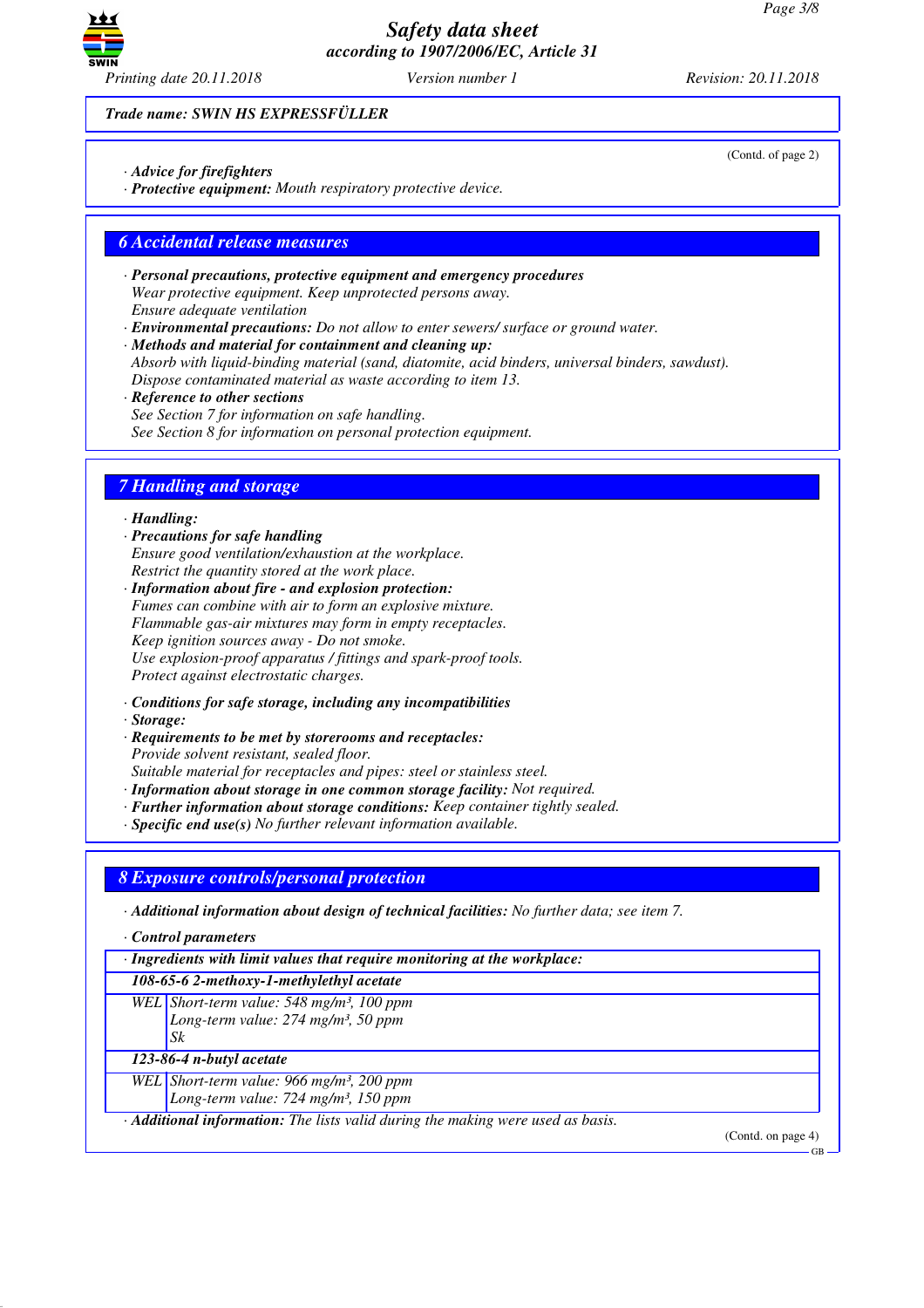*Trade name: SWIN HS EXPRESSFÜLLER*

(Contd. of page 2)

· ***Advice for firefighters***
· ***Protective equipment:*** *Mouth respiratory protective device.*

## *6 Accidental release measures*

· ***Personal precautions, protective equipment and emergency procedures***
*Wear protective equipment. Keep unprotected persons away.*
*Ensure adequate ventilation*
· ***Environmental precautions:*** *Do not allow to enter sewers/ surface or ground water.*
· ***Methods and material for containment and cleaning up:***
*Absorb with liquid-binding material (sand, diatomite, acid binders, universal binders, sawdust).*
*Dispose contaminated material as waste according to item 13.*
· ***Reference to other sections***
*See Section 7 for information on safe handling.*
*See Section 8 for information on personal protection equipment.*

## *7 Handling and storage*

· ***Handling:***
· ***Precautions for safe handling***
*Ensure good ventilation/exhaustion at the workplace.*
*Restrict the quantity stored at the work place.*
· ***Information about fire - and explosion protection:***
*Fumes can combine with air to form an explosive mixture.*
*Flammable gas-air mixtures may form in empty receptacles.*
*Keep ignition sources away - Do not smoke.*
*Use explosion-proof apparatus / fittings and spark-proof tools.*
*Protect against electrostatic charges.*

· ***Conditions for safe storage, including any incompatibilities***
· ***Storage:***
· ***Requirements to be met by storerooms and receptacles:***
*Provide solvent resistant, sealed floor.*
*Suitable material for receptacles and pipes: steel or stainless steel.*
· ***Information about storage in one common storage facility:*** *Not required.*
· ***Further information about storage conditions:*** *Keep container tightly sealed.*
· ***Specific end use(s)*** *No further relevant information available.*

## *8 Exposure controls/personal protection*

· ***Additional information about design of technical facilities:*** *No further data; see item 7.*

· ***Control parameters***

| · ***Ingredients with limit values that require monitoring at the workplace:*** | |
|---|---|
| ***108-65-6 2-methoxy-1-methylethyl acetate*** | |
| *WEL* | *Short-term value: 548 mg/m³, 100 ppm*<br>*Long-term value: 274 mg/m³, 50 ppm*<br>*Sk* |
| ***123-86-4 n-butyl acetate*** | |
| *WEL* | *Short-term value: 966 mg/m³, 200 ppm*<br>*Long-term value: 724 mg/m³, 150 ppm* |

· ***Additional information:*** *The lists valid during the making were used as basis.*

(Contd. on page 4)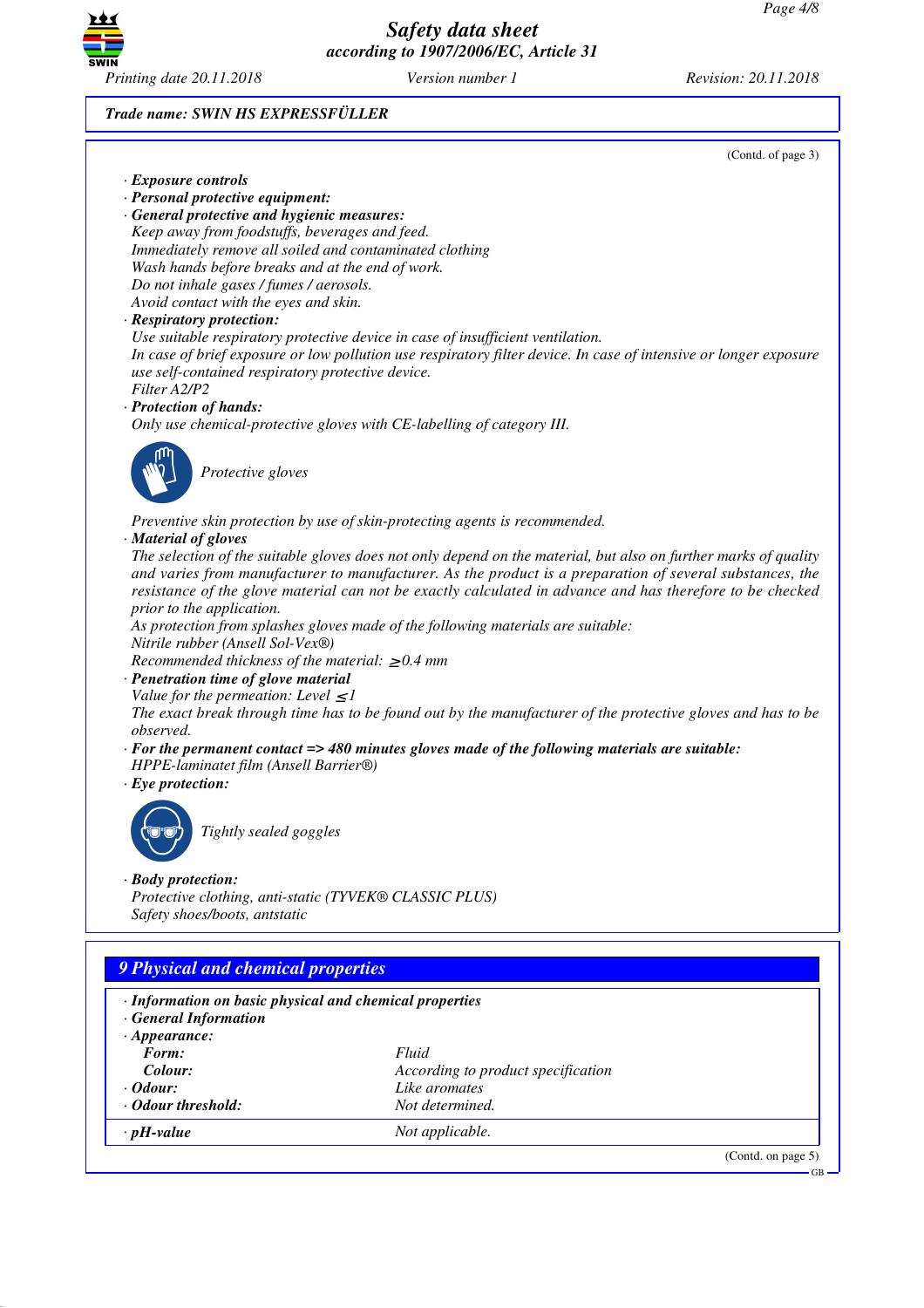**Trade name: SWIN HS EXPRESSFÜLLER**

(Contd. of page 3)

· **Exposure controls**
· **Personal protective equipment:**
· **General protective and hygienic measures:**
Keep away from foodstuffs, beverages and feed.
Immediately remove all soiled and contaminated clothing
Wash hands before breaks and at the end of work.
Do not inhale gases / fumes / aerosols.
Avoid contact with the eyes and skin.
· **Respiratory protection:**
Use suitable respiratory protective device in case of insufficient ventilation.
In case of brief exposure or low pollution use respiratory filter device. In case of intensive or longer exposure use self-contained respiratory protective device.
Filter A2/P2
· **Protection of hands:**
Only use chemical-protective gloves with CE-labelling of category III.

Protective gloves

Preventive skin protection by use of skin-protecting agents is recommended.
· **Material of gloves**
The selection of the suitable gloves does not only depend on the material, but also on further marks of quality and varies from manufacturer to manufacturer. As the product is a preparation of several substances, the resistance of the glove material can not be exactly calculated in advance and has therefore to be checked prior to the application.
As protection from splashes gloves made of the following materials are suitable:
Nitrile rubber (Ansell Sol-Vex®)
Recommended thickness of the material: ≥ 0.4 mm
· **Penetration time of glove material**
Value for the permeation: Level ≤ 1
The exact break through time has to be found out by the manufacturer of the protective gloves and has to be observed.
· **For the permanent contact => 480 minutes gloves made of the following materials are suitable:**
HPPE-laminatet film (Ansell Barrier®)
· **Eye protection:**

Tightly sealed goggles

· **Body protection:**
Protective clothing, anti-static (TYVEK® CLASSIC PLUS)
Safety shoes/boots, antstatic

## 9 Physical and chemical properties

· **Information on basic physical and chemical properties**
· **General Information**
· **Appearance:**

| | |
|---|---|
| **Form:** | Fluid |
| **Colour:** | According to product specification |
| · **Odour:** | Like aromates |
| · **Odour threshold:** | Not determined. |
| · **pH-value** | Not applicable. |

(Contd. on page 5)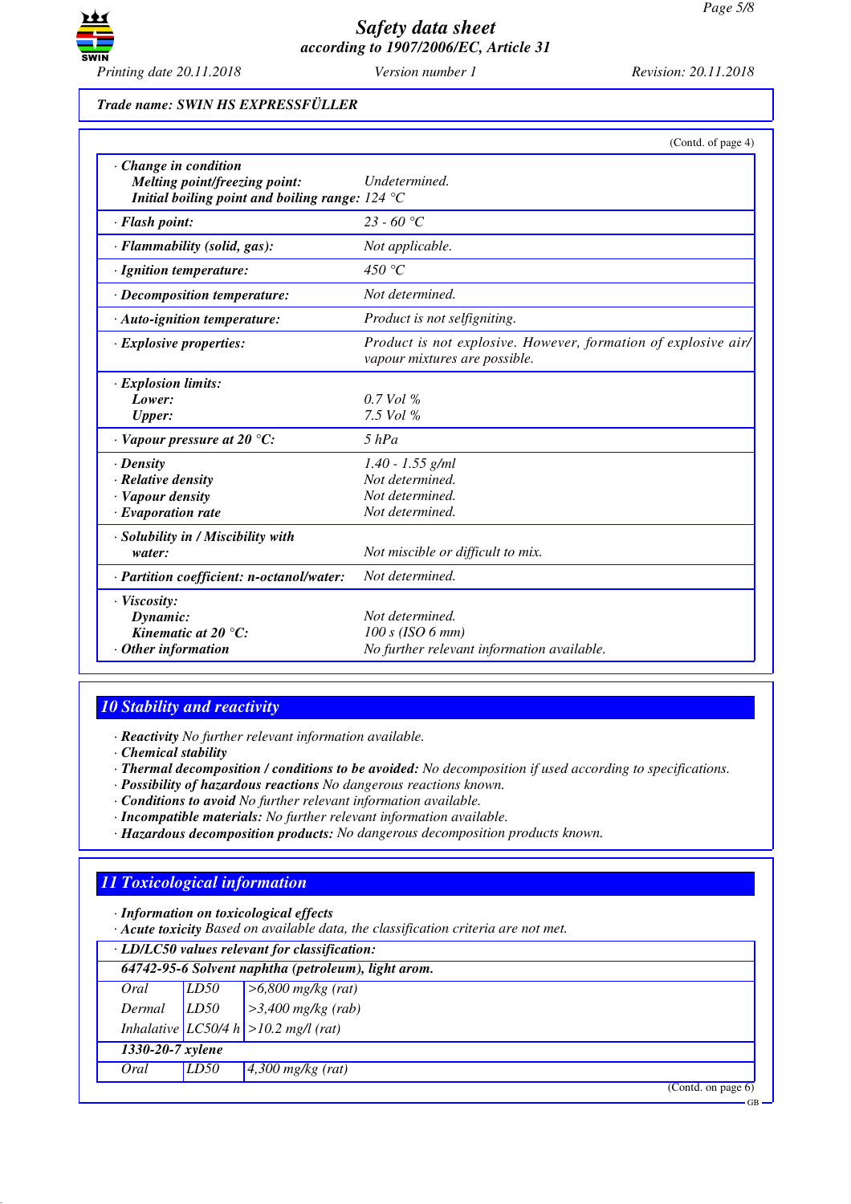Trade name: SWIN HS EXPRESSFÜLLER

(Contd. of page 4)

| | |
|---|---|
| · **Change in condition** | |
| **Melting point/freezing point:** | Undetermined. |
| **Initial boiling point and boiling range:** | 124 °C |
| · **Flash point:** | 23 - 60 °C |
| · **Flammability (solid, gas):** | Not applicable. |
| · **Ignition temperature:** | 450 °C |
| · **Decomposition temperature:** | Not determined. |
| · **Auto-ignition temperature:** | Product is not selfigniting. |
| · **Explosive properties:** | Product is not explosive. However, formation of explosive air/vapour mixtures are possible. |
| · **Explosion limits:** | |
| **Lower:** | 0.7 Vol % |
| **Upper:** | 7.5 Vol % |
| · **Vapour pressure at 20 °C:** | 5 hPa |
| · **Density** | 1.40 - 1.55 g/ml |
| · **Relative density** | Not determined. |
| · **Vapour density** | Not determined. |
| · **Evaporation rate** | Not determined. |
| · **Solubility in / Miscibility with water:** | Not miscible or difficult to mix. |
| · **Partition coefficient: n-octanol/water:** | Not determined. |
| · **Viscosity:** | |
| **Dynamic:** | Not determined. |
| **Kinematic at 20 °C:** | 100 s (ISO 6 mm) |
| · **Other information** | No further relevant information available. |

## 10 Stability and reactivity

· **Reactivity** No further relevant information available.
· **Chemical stability**
· **Thermal decomposition / conditions to be avoided:** No decomposition if used according to specifications.
· **Possibility of hazardous reactions** No dangerous reactions known.
· **Conditions to avoid** No further relevant information available.
· **Incompatible materials:** No further relevant information available.
· **Hazardous decomposition products:** No dangerous decomposition products known.

## 11 Toxicological information

· **Information on toxicological effects**
· **Acute toxicity** Based on available data, the classification criteria are not met.

| · **LD/LC50 values relevant for classification:** | | |
|---|---|---|
| **64742-95-6 Solvent naphtha (petroleum), light arom.** | | |
| Oral | LD50 | >6,800 mg/kg (rat) |
| Dermal | LD50 | >3,400 mg/kg (rab) |
| Inhalative | LC50/4 h | >10.2 mg/l (rat) |
| **1330-20-7 xylene** | | |
| Oral | LD50 | 4,300 mg/kg (rat) |

(Contd. on page 6)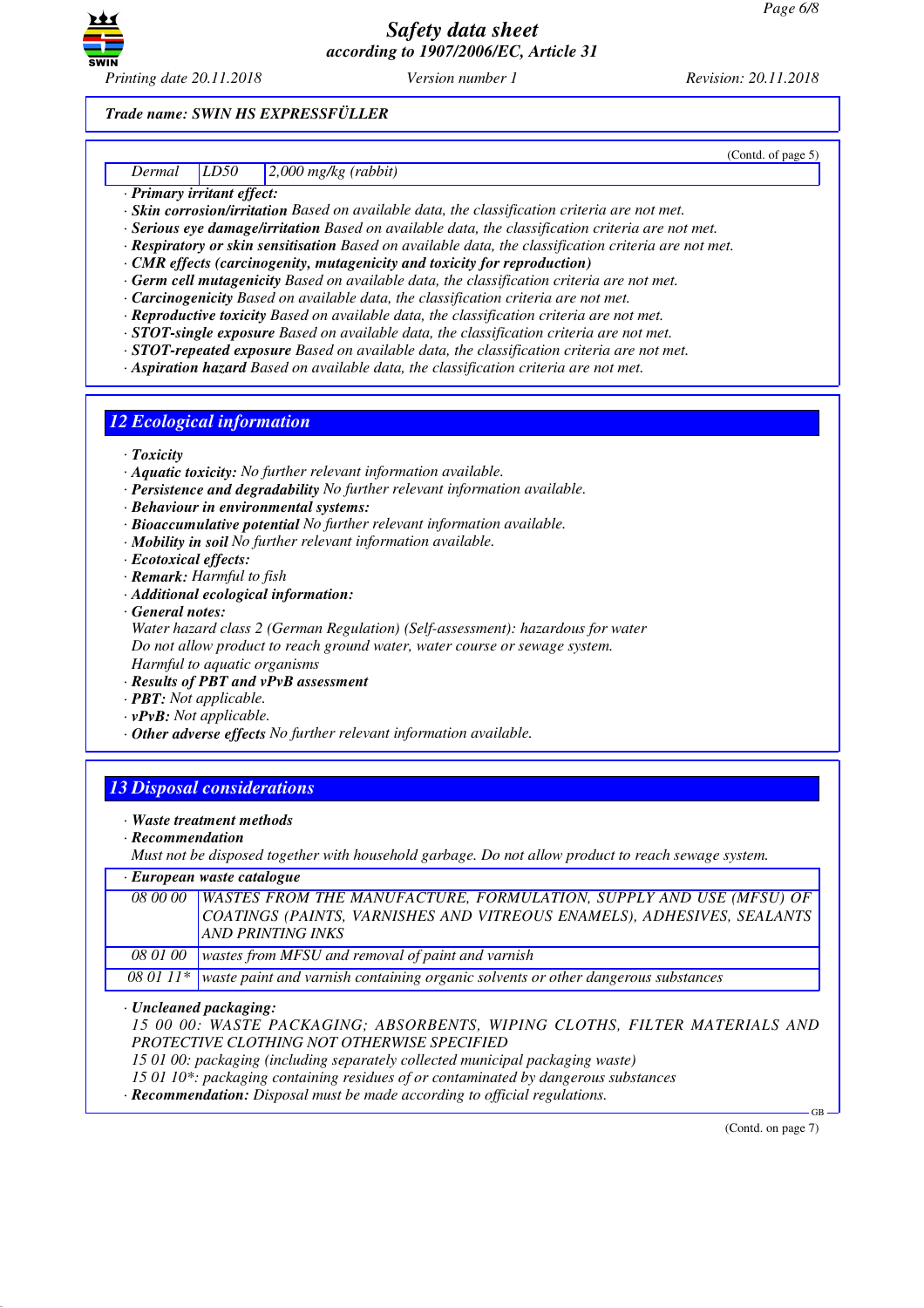**Trade name: SWIN HS EXPRESSFÜLLER**

(Contd. of page 5)

| Dermal | LD50 | 2,000 mg/kg (rabbit) |
|---|---|---|

· **Primary irritant effect:**
· **Skin corrosion/irritation** Based on available data, the classification criteria are not met.
· **Serious eye damage/irritation** Based on available data, the classification criteria are not met.
· **Respiratory or skin sensitisation** Based on available data, the classification criteria are not met.
· **CMR effects (carcinogenity, mutagenicity and toxicity for reproduction)**
· **Germ cell mutagenicity** Based on available data, the classification criteria are not met.
· **Carcinogenicity** Based on available data, the classification criteria are not met.
· **Reproductive toxicity** Based on available data, the classification criteria are not met.
· **STOT-single exposure** Based on available data, the classification criteria are not met.
· **STOT-repeated exposure** Based on available data, the classification criteria are not met.
· **Aspiration hazard** Based on available data, the classification criteria are not met.

## 12 Ecological information

· **Toxicity**
· **Aquatic toxicity:** No further relevant information available.
· **Persistence and degradability** No further relevant information available.
· **Behaviour in environmental systems:**
· **Bioaccumulative potential** No further relevant information available.
· **Mobility in soil** No further relevant information available.
· **Ecotoxical effects:**
· **Remark:** Harmful to fish
· **Additional ecological information:**
· **General notes:**
Water hazard class 2 (German Regulation) (Self-assessment): hazardous for water
Do not allow product to reach ground water, water course or sewage system.
Harmful to aquatic organisms
· **Results of PBT and vPvB assessment**
· **PBT:** Not applicable.
· **vPvB:** Not applicable.
· **Other adverse effects** No further relevant information available.

## 13 Disposal considerations

· **Waste treatment methods**
· **Recommendation**
Must not be disposed together with household garbage. Do not allow product to reach sewage system.

| · European waste catalogue | |
|---|---|
| 08 00 00 | WASTES FROM THE MANUFACTURE, FORMULATION, SUPPLY AND USE (MFSU) OF COATINGS (PAINTS, VARNISHES AND VITREOUS ENAMELS), ADHESIVES, SEALANTS AND PRINTING INKS |
| 08 01 00 | wastes from MFSU and removal of paint and varnish |
| 08 01 11* | waste paint and varnish containing organic solvents or other dangerous substances |

· **Uncleaned packaging:**
15 00 00: WASTE PACKAGING; ABSORBENTS, WIPING CLOTHS, FILTER MATERIALS AND PROTECTIVE CLOTHING NOT OTHERWISE SPECIFIED
15 01 00: packaging (including separately collected municipal packaging waste)
15 01 10*: packaging containing residues of or contaminated by dangerous substances
· **Recommendation:** Disposal must be made according to official regulations.

(Contd. on page 7)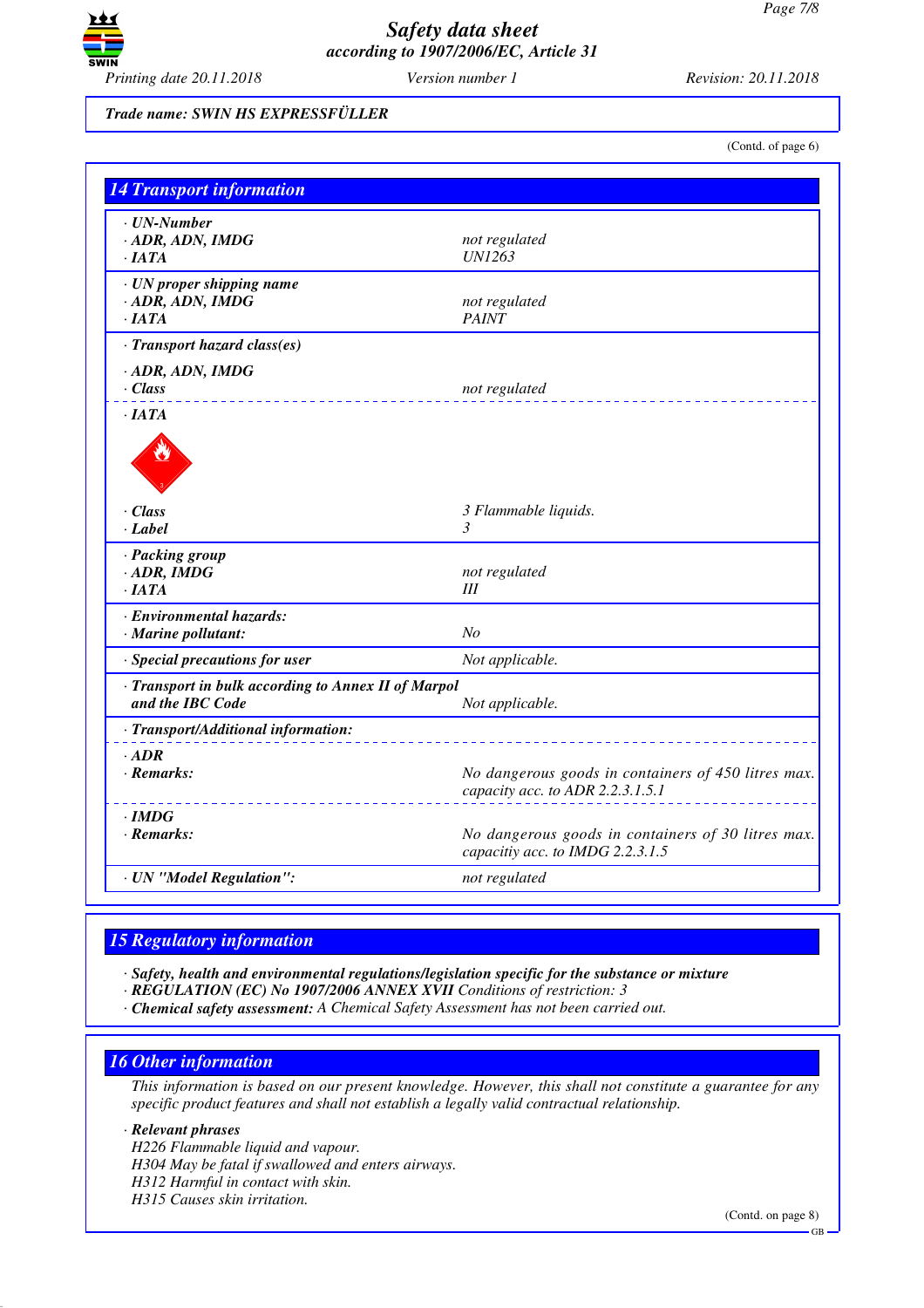Trade name: SWIN HS EXPRESSFÜLLER

(Contd. of page 6)

## 14 Transport information

| | |
|---|---|
| · **UN-Number** | |
| · **ADR, ADN, IMDG** | not regulated |
| · **IATA** | UN1263 |
| · **UN proper shipping name** | |
| · **ADR, ADN, IMDG** | not regulated |
| · **IATA** | PAINT |
| · **Transport hazard class(es)** | |
| · **ADR, ADN, IMDG** | |
| · **Class** | not regulated |
| · **IATA** | |
| · **Class** | 3 Flammable liquids. |
| · **Label** | 3 |
| · **Packing group** | |
| · **ADR, IMDG** | not regulated |
| · **IATA** | III |
| · **Environmental hazards:** | |
| · **Marine pollutant:** | No |
| · **Special precautions for user** | Not applicable. |
| · **Transport in bulk according to Annex II of Marpol and the IBC Code** | Not applicable. |
| · **Transport/Additional information:** | |
| · **ADR** | |
| · **Remarks:** | No dangerous goods in containers of 450 litres max. capacity acc. to ADR 2.2.3.1.5.1 |
| · **IMDG** | |
| · **Remarks:** | No dangerous goods in containers of 30 litres max. capacitiy acc. to IMDG 2.2.3.1.5 |
| · **UN "Model Regulation":** | not regulated |

## 15 Regulatory information

· **Safety, health and environmental regulations/legislation specific for the substance or mixture**
· **REGULATION (EC) No 1907/2006 ANNEX XVII** Conditions of restriction: 3
· **Chemical safety assessment:** A Chemical Safety Assessment has not been carried out.

## 16 Other information

This information is based on our present knowledge. However, this shall not constitute a guarantee for any specific product features and shall not establish a legally valid contractual relationship.

· **Relevant phrases**
H226 Flammable liquid and vapour.
H304 May be fatal if swallowed and enters airways.
H312 Harmful in contact with skin.
H315 Causes skin irritation.

(Contd. on page 8)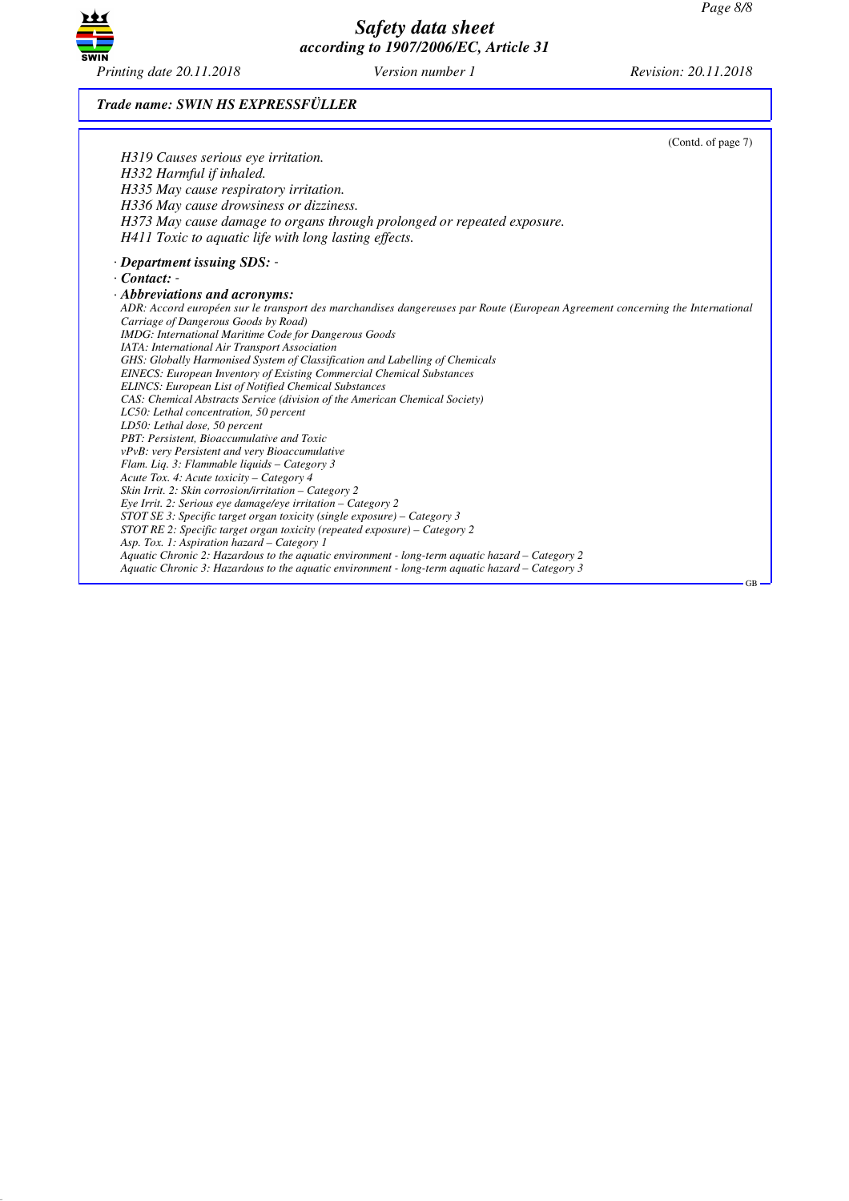*Trade name: SWIN HS EXPRESSFÜLLER*

(Contd. of page 7)

*H319 Causes serious eye irritation.*
*H332 Harmful if inhaled.*
*H335 May cause respiratory irritation.*
*H336 May cause drowsiness or dizziness.*
*H373 May cause damage to organs through prolonged or repeated exposure.*
*H411 Toxic to aquatic life with long lasting effects.*

· ***Department issuing SDS:*** -

· ***Contact:*** -

· ***Abbreviations and acronyms:***
*ADR: Accord européen sur le transport des marchandises dangereuses par Route (European Agreement concerning the International Carriage of Dangerous Goods by Road)*
*IMDG: International Maritime Code for Dangerous Goods*
*IATA: International Air Transport Association*
*GHS: Globally Harmonised System of Classification and Labelling of Chemicals*
*EINECS: European Inventory of Existing Commercial Chemical Substances*
*ELINCS: European List of Notified Chemical Substances*
*CAS: Chemical Abstracts Service (division of the American Chemical Society)*
*LC50: Lethal concentration, 50 percent*
*LD50: Lethal dose, 50 percent*
*PBT: Persistent, Bioaccumulative and Toxic*
*vPvB: very Persistent and very Bioaccumulative*
*Flam. Liq. 3: Flammable liquids – Category 3*
*Acute Tox. 4: Acute toxicity – Category 4*
*Skin Irrit. 2: Skin corrosion/irritation – Category 2*
*Eye Irrit. 2: Serious eye damage/eye irritation – Category 2*
*STOT SE 3: Specific target organ toxicity (single exposure) – Category 3*
*STOT RE 2: Specific target organ toxicity (repeated exposure) – Category 2*
*Asp. Tox. 1: Aspiration hazard – Category 1*
*Aquatic Chronic 2: Hazardous to the aquatic environment - long-term aquatic hazard – Category 2*
*Aquatic Chronic 3: Hazardous to the aquatic environment - long-term aquatic hazard – Category 3*